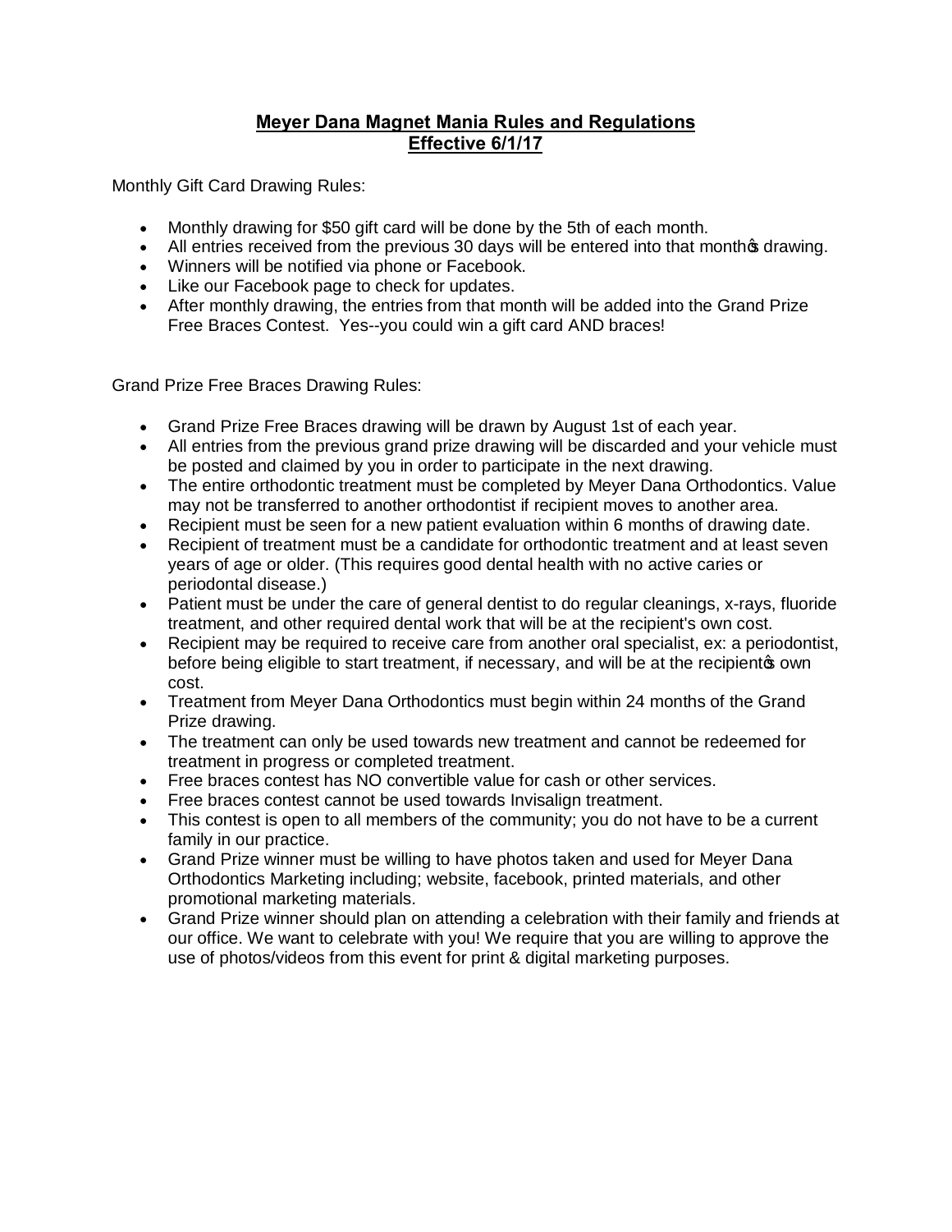# **Meyer Dana Magnet Mania Rules and Regulations**
## **Effective 6/1/17**

Monthly Gift Card Drawing Rules:

- Monthly drawing for $50 gift card will be done by the 5th of each month.
- All entries received from the previous 30 days will be entered into that month's drawing.
- Winners will be notified via phone or Facebook.
- Like our Facebook page to check for updates.
- After monthly drawing, the entries from that month will be added into the Grand Prize Free Braces Contest. Yes--you could win a gift card AND braces!

Grand Prize Free Braces Drawing Rules:

- Grand Prize Free Braces drawing will be drawn by August 1st of each year.
- All entries from the previous grand prize drawing will be discarded and your vehicle must be posted and claimed by you in order to participate in the next drawing.
- The entire orthodontic treatment must be completed by Meyer Dana Orthodontics. Value may not be transferred to another orthodontist if recipient moves to another area.
- Recipient must be seen for a new patient evaluation within 6 months of drawing date.
- Recipient of treatment must be a candidate for orthodontic treatment and at least seven years of age or older. (This requires good dental health with no active caries or periodontal disease.)
- Patient must be under the care of general dentist to do regular cleanings, x-rays, fluoride treatment, and other required dental work that will be at the recipient's own cost.
- Recipient may be required to receive care from another oral specialist, ex: a periodontist, before being eligible to start treatment, if necessary, and will be at the recipient's own cost.
- Treatment from Meyer Dana Orthodontics must begin within 24 months of the Grand Prize drawing.
- The treatment can only be used towards new treatment and cannot be redeemed for treatment in progress or completed treatment.
- Free braces contest has NO convertible value for cash or other services.
- Free braces contest cannot be used towards Invisalign treatment.
- This contest is open to all members of the community; you do not have to be a current family in our practice.
- Grand Prize winner must be willing to have photos taken and used for Meyer Dana Orthodontics Marketing including; website, facebook, printed materials, and other promotional marketing materials.
- Grand Prize winner should plan on attending a celebration with their family and friends at our office. We want to celebrate with you! We require that you are willing to approve the use of photos/videos from this event for print & digital marketing purposes.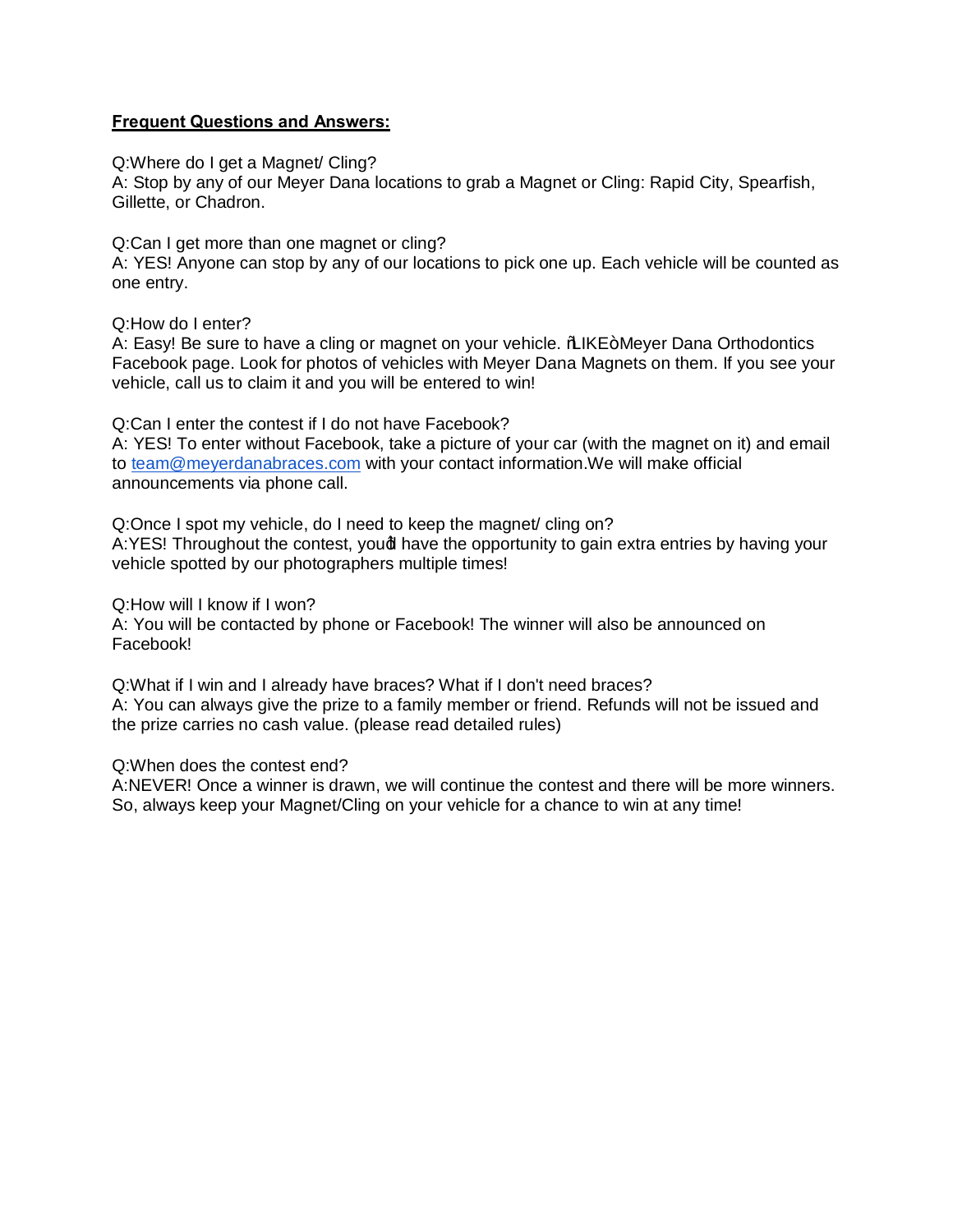**Frequent Questions and Answers:**

Q:Where do I get a Magnet/ Cling?
A: Stop by any of our Meyer Dana locations to grab a Magnet or Cling: Rapid City, Spearfish, Gillette, or Chadron.

Q:Can I get more than one magnet or cling?
A: YES! Anyone can stop by any of our locations to pick one up. Each vehicle will be counted as one entry.

Q:How do I enter?
A: Easy! Be sure to have a cling or magnet on your vehicle. "LIKE" Meyer Dana Orthodontics Facebook page. Look for photos of vehicles with Meyer Dana Magnets on them. If you see your vehicle, call us to claim it and you will be entered to win!

Q:Can I enter the contest if I do not have Facebook?
A: YES! To enter without Facebook, take a picture of your car (with the magnet on it) and email to team@meyerdanabraces.com with your contact information.We will make official announcements via phone call.

Q:Once I spot my vehicle, do I need to keep the magnet/ cling on?
A:YES! Throughout the contest, you'll have the opportunity to gain extra entries by having your vehicle spotted by our photographers multiple times!

Q:How will I know if I won?
A: You will be contacted by phone or Facebook! The winner will also be announced on Facebook!

Q:What if I win and I already have braces? What if I don't need braces?
A: You can always give the prize to a family member or friend. Refunds will not be issued and the prize carries no cash value. (please read detailed rules)

Q:When does the contest end?
A:NEVER! Once a winner is drawn, we will continue the contest and there will be more winners. So, always keep your Magnet/Cling on your vehicle for a chance to win at any time!